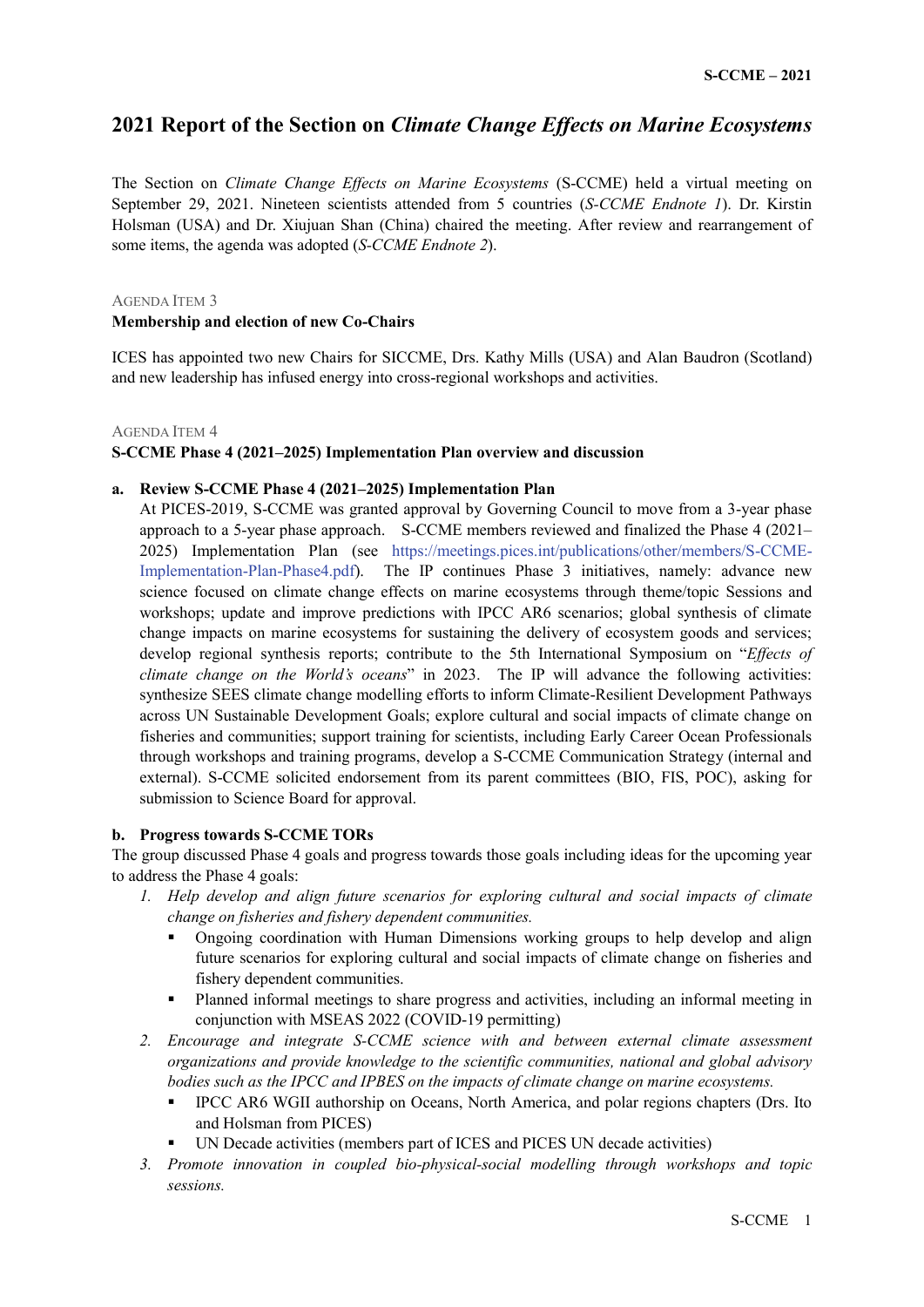# 2021 Report of the Section on *Climate Change Effects on Marine Ecosystems*

The Section on *Climate Change Effects on Marine Ecosystems* (S-CCME) held a virtual meeting on September 29, 2021. Nineteen scientists attended from 5 countries (*S-CCME Endnote 1*). Dr. Kirstin Holsman (USA) and Dr. Xiujuan Shan (China) chaired the meeting. After review and rearrangement of some items, the agenda was adopted (*S-CCME Endnote 2*).

AGENDA ITEM 3

**Membership and election of new Co-Chairs**

ICES has appointed two new Chairs for SICCME, Drs. Kathy Mills (USA) and Alan Baudron (Scotland) and new leadership has infused energy into cross-regional workshops and activities.

AGENDA ITEM 4

**S-CCME Phase 4 (2021–2025) Implementation Plan overview and discussion**

**a. Review S-CCME Phase 4 (2021–2025) Implementation Plan**

At PICES-2019, S-CCME was granted approval by Governing Council to move from a 3-year phase approach to a 5-year phase approach. S-CCME members reviewed and finalized the Phase 4 (2021–2025) Implementation Plan (see https://meetings.pices.int/publications/other/members/S-CCME-Implementation-Plan-Phase4.pdf). The IP continues Phase 3 initiatives, namely: advance new science focused on climate change effects on marine ecosystems through theme/topic Sessions and workshops; update and improve predictions with IPCC AR6 scenarios; global synthesis of climate change impacts on marine ecosystems for sustaining the delivery of ecosystem goods and services; develop regional synthesis reports; contribute to the 5th International Symposium on "*Effects of climate change on the World's oceans*" in 2023. The IP will advance the following activities: synthesize SEES climate change modelling efforts to inform Climate-Resilient Development Pathways across UN Sustainable Development Goals; explore cultural and social impacts of climate change on fisheries and communities; support training for scientists, including Early Career Ocean Professionals through workshops and training programs, develop a S-CCME Communication Strategy (internal and external). S-CCME solicited endorsement from its parent committees (BIO, FIS, POC), asking for submission to Science Board for approval.

**b. Progress towards S-CCME TORs**

The group discussed Phase 4 goals and progress towards those goals including ideas for the upcoming year to address the Phase 4 goals:

1. *Help develop and align future scenarios for exploring cultural and social impacts of climate change on fisheries and fishery dependent communities.*
   - Ongoing coordination with Human Dimensions working groups to help develop and align future scenarios for exploring cultural and social impacts of climate change on fisheries and fishery dependent communities.
   - Planned informal meetings to share progress and activities, including an informal meeting in conjunction with MSEAS 2022 (COVID-19 permitting)
2. *Encourage and integrate S-CCME science with and between external climate assessment organizations and provide knowledge to the scientific communities, national and global advisory bodies such as the IPCC and IPBES on the impacts of climate change on marine ecosystems.*
   - IPCC AR6 WGII authorship on Oceans, North America, and polar regions chapters (Drs. Ito and Holsman from PICES)
   - UN Decade activities (members part of ICES and PICES UN decade activities)
3. *Promote innovation in coupled bio-physical-social modelling through workshops and topic sessions.*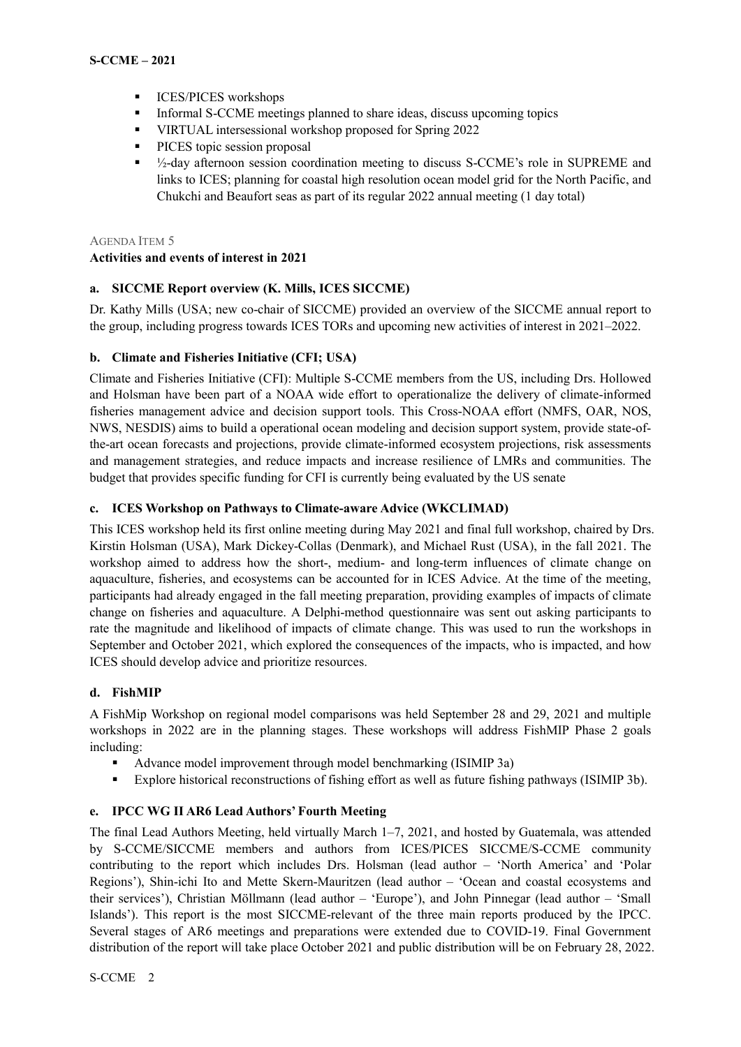- ICES/PICES workshops
- Informal S-CCME meetings planned to share ideas, discuss upcoming topics
- VIRTUAL intersessional workshop proposed for Spring 2022
- PICES topic session proposal
- ½-day afternoon session coordination meeting to discuss S-CCME's role in SUPREME and links to ICES; planning for coastal high resolution ocean model grid for the North Pacific, and Chukchi and Beaufort seas as part of its regular 2022 annual meeting (1 day total)

AGENDA ITEM 5

**Activities and events of interest in 2021**

**a. SICCME Report overview (K. Mills, ICES SICCME)**

Dr. Kathy Mills (USA; new co-chair of SICCME) provided an overview of the SICCME annual report to the group, including progress towards ICES TORs and upcoming new activities of interest in 2021–2022.

**b. Climate and Fisheries Initiative (CFI; USA)**

Climate and Fisheries Initiative (CFI): Multiple S-CCME members from the US, including Drs. Hollowed and Holsman have been part of a NOAA wide effort to operationalize the delivery of climate-informed fisheries management advice and decision support tools. This Cross-NOAA effort (NMFS, OAR, NOS, NWS, NESDIS) aims to build a operational ocean modeling and decision support system, provide state-of-the-art ocean forecasts and projections, provide climate-informed ecosystem projections, risk assessments and management strategies, and reduce impacts and increase resilience of LMRs and communities. The budget that provides specific funding for CFI is currently being evaluated by the US senate

**c. ICES Workshop on Pathways to Climate-aware Advice (WKCLIMAD)**

This ICES workshop held its first online meeting during May 2021 and final full workshop, chaired by Drs. Kirstin Holsman (USA), Mark Dickey-Collas (Denmark), and Michael Rust (USA), in the fall 2021. The workshop aimed to address how the short-, medium- and long-term influences of climate change on aquaculture, fisheries, and ecosystems can be accounted for in ICES Advice. At the time of the meeting, participants had already engaged in the fall meeting preparation, providing examples of impacts of climate change on fisheries and aquaculture. A Delphi-method questionnaire was sent out asking participants to rate the magnitude and likelihood of impacts of climate change. This was used to run the workshops in September and October 2021, which explored the consequences of the impacts, who is impacted, and how ICES should develop advice and prioritize resources.

**d. FishMIP**

A FishMip Workshop on regional model comparisons was held September 28 and 29, 2021 and multiple workshops in 2022 are in the planning stages. These workshops will address FishMIP Phase 2 goals including:

- Advance model improvement through model benchmarking (ISIMIP 3a)
- Explore historical reconstructions of fishing effort as well as future fishing pathways (ISIMIP 3b).

**e. IPCC WG II AR6 Lead Authors' Fourth Meeting**

The final Lead Authors Meeting, held virtually March 1–7, 2021, and hosted by Guatemala, was attended by S-CCME/SICCME members and authors from ICES/PICES SICCME/S-CCME community contributing to the report which includes Drs. Holsman (lead author – 'North America' and 'Polar Regions'), Shin-ichi Ito and Mette Skern-Mauritzen (lead author – 'Ocean and coastal ecosystems and their services'), Christian Möllmann (lead author – 'Europe'), and John Pinnegar (lead author – 'Small Islands'). This report is the most SICCME-relevant of the three main reports produced by the IPCC. Several stages of AR6 meetings and preparations were extended due to COVID-19. Final Government distribution of the report will take place October 2021 and public distribution will be on February 28, 2022.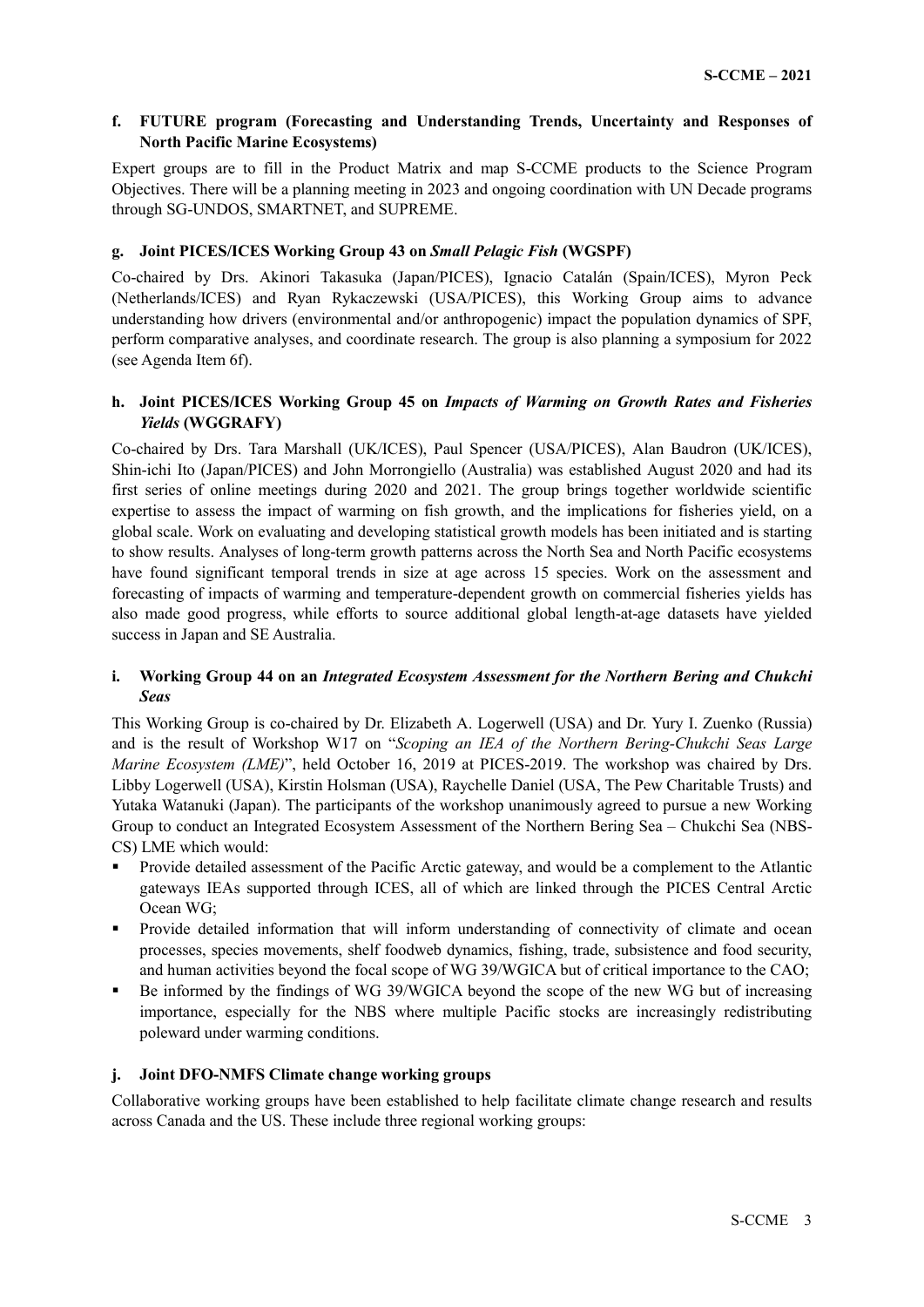### f. FUTURE program (Forecasting and Understanding Trends, Uncertainty and Responses of North Pacific Marine Ecosystems)

Expert groups are to fill in the Product Matrix and map S-CCME products to the Science Program Objectives. There will be a planning meeting in 2023 and ongoing coordination with UN Decade programs through SG-UNDOS, SMARTNET, and SUPREME.

### g. Joint PICES/ICES Working Group 43 on *Small Pelagic Fish* (WGSPF)

Co-chaired by Drs. Akinori Takasuka (Japan/PICES), Ignacio Catalán (Spain/ICES), Myron Peck (Netherlands/ICES) and Ryan Rykaczewski (USA/PICES), this Working Group aims to advance understanding how drivers (environmental and/or anthropogenic) impact the population dynamics of SPF, perform comparative analyses, and coordinate research. The group is also planning a symposium for 2022 (see Agenda Item 6f).

### h. Joint PICES/ICES Working Group 45 on *Impacts of Warming on Growth Rates and Fisheries Yields* (WGGRAFY)

Co-chaired by Drs. Tara Marshall (UK/ICES), Paul Spencer (USA/PICES), Alan Baudron (UK/ICES), Shin-ichi Ito (Japan/PICES) and John Morrongiello (Australia) was established August 2020 and had its first series of online meetings during 2020 and 2021. The group brings together worldwide scientific expertise to assess the impact of warming on fish growth, and the implications for fisheries yield, on a global scale. Work on evaluating and developing statistical growth models has been initiated and is starting to show results. Analyses of long-term growth patterns across the North Sea and North Pacific ecosystems have found significant temporal trends in size at age across 15 species. Work on the assessment and forecasting of impacts of warming and temperature-dependent growth on commercial fisheries yields has also made good progress, while efforts to source additional global length-at-age datasets have yielded success in Japan and SE Australia.

### i. Working Group 44 on an *Integrated Ecosystem Assessment for the Northern Bering and Chukchi Seas*

This Working Group is co-chaired by Dr. Elizabeth A. Logerwell (USA) and Dr. Yury I. Zuenko (Russia) and is the result of Workshop W17 on "*Scoping an IEA of the Northern Bering-Chukchi Seas Large Marine Ecosystem (LME)*", held October 16, 2019 at PICES-2019. The workshop was chaired by Drs. Libby Logerwell (USA), Kirstin Holsman (USA), Raychelle Daniel (USA, The Pew Charitable Trusts) and Yutaka Watanuki (Japan). The participants of the workshop unanimously agreed to pursue a new Working Group to conduct an Integrated Ecosystem Assessment of the Northern Bering Sea – Chukchi Sea (NBS-CS) LME which would:

- Provide detailed assessment of the Pacific Arctic gateway, and would be a complement to the Atlantic gateways IEAs supported through ICES, all of which are linked through the PICES Central Arctic Ocean WG;
- Provide detailed information that will inform understanding of connectivity of climate and ocean processes, species movements, shelf foodweb dynamics, fishing, trade, subsistence and food security, and human activities beyond the focal scope of WG 39/WGICA but of critical importance to the CAO;
- Be informed by the findings of WG 39/WGICA beyond the scope of the new WG but of increasing importance, especially for the NBS where multiple Pacific stocks are increasingly redistributing poleward under warming conditions.

### j. Joint DFO-NMFS Climate change working groups

Collaborative working groups have been established to help facilitate climate change research and results across Canada and the US. These include three regional working groups: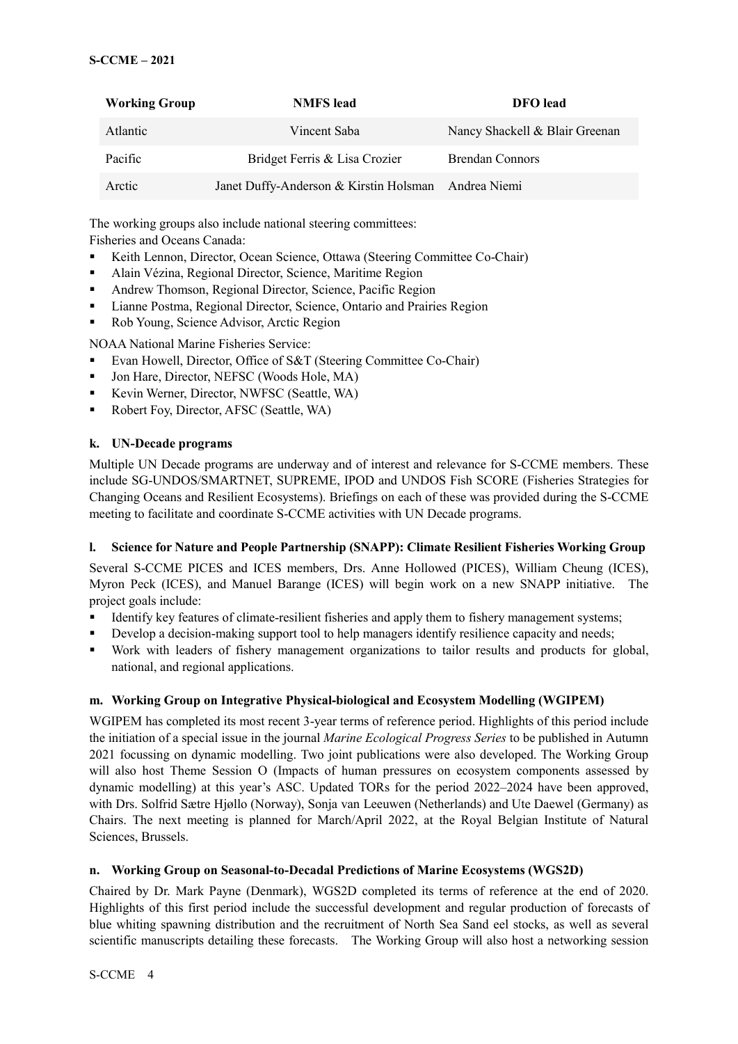| Working Group | NMFS lead | DFO lead |
|---|---|---|
| Atlantic | Vincent Saba | Nancy Shackell & Blair Greenan |
| Pacific | Bridget Ferris & Lisa Crozier | Brendan Connors |
| Arctic | Janet Duffy-Anderson & Kirstin Holsman | Andrea Niemi |

The working groups also include national steering committees:

Fisheries and Oceans Canada:

- Keith Lennon, Director, Ocean Science, Ottawa (Steering Committee Co-Chair)
- Alain Vézina, Regional Director, Science, Maritime Region
- Andrew Thomson, Regional Director, Science, Pacific Region
- Lianne Postma, Regional Director, Science, Ontario and Prairies Region
- Rob Young, Science Advisor, Arctic Region

NOAA National Marine Fisheries Service:

- Evan Howell, Director, Office of S&T (Steering Committee Co-Chair)
- Jon Hare, Director, NEFSC (Woods Hole, MA)
- Kevin Werner, Director, NWFSC (Seattle, WA)
- Robert Foy, Director, AFSC (Seattle, WA)

### k. UN-Decade programs

Multiple UN Decade programs are underway and of interest and relevance for S-CCME members. These include SG-UNDOS/SMARTNET, SUPREME, IPOD and UNDOS Fish SCORE (Fisheries Strategies for Changing Oceans and Resilient Ecosystems). Briefings on each of these was provided during the S-CCME meeting to facilitate and coordinate S-CCME activities with UN Decade programs.

### l. Science for Nature and People Partnership (SNAPP): Climate Resilient Fisheries Working Group

Several S-CCME PICES and ICES members, Drs. Anne Hollowed (PICES), William Cheung (ICES), Myron Peck (ICES), and Manuel Barange (ICES) will begin work on a new SNAPP initiative. The project goals include:

- Identify key features of climate-resilient fisheries and apply them to fishery management systems;
- Develop a decision-making support tool to help managers identify resilience capacity and needs;
- Work with leaders of fishery management organizations to tailor results and products for global, national, and regional applications.

### m. Working Group on Integrative Physical-biological and Ecosystem Modelling (WGIPEM)

WGIPEM has completed its most recent 3-year terms of reference period. Highlights of this period include the initiation of a special issue in the journal *Marine Ecological Progress Series* to be published in Autumn 2021 focussing on dynamic modelling. Two joint publications were also developed. The Working Group will also host Theme Session O (Impacts of human pressures on ecosystem components assessed by dynamic modelling) at this year's ASC. Updated TORs for the period 2022–2024 have been approved, with Drs. Solfrid Sætre Hjøllo (Norway), Sonja van Leeuwen (Netherlands) and Ute Daewel (Germany) as Chairs. The next meeting is planned for March/April 2022, at the Royal Belgian Institute of Natural Sciences, Brussels.

### n. Working Group on Seasonal-to-Decadal Predictions of Marine Ecosystems (WGS2D)

Chaired by Dr. Mark Payne (Denmark), WGS2D completed its terms of reference at the end of 2020. Highlights of this first period include the successful development and regular production of forecasts of blue whiting spawning distribution and the recruitment of North Sea Sand eel stocks, as well as several scientific manuscripts detailing these forecasts. The Working Group will also host a networking session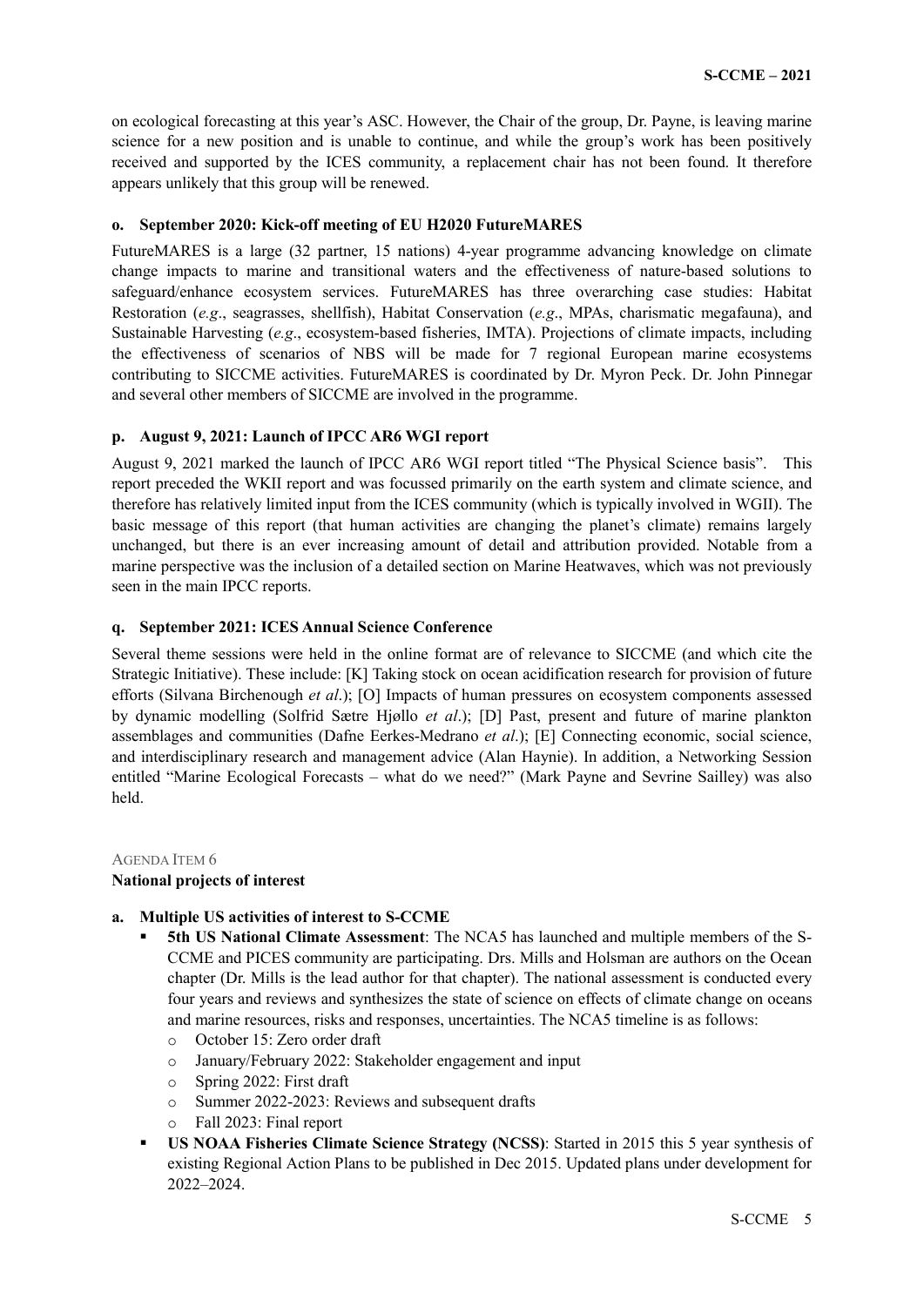on ecological forecasting at this year's ASC. However, the Chair of the group, Dr. Payne, is leaving marine science for a new position and is unable to continue, and while the group's work has been positively received and supported by the ICES community, a replacement chair has not been found. It therefore appears unlikely that this group will be renewed.

**o. September 2020: Kick-off meeting of EU H2020 FutureMARES**

FutureMARES is a large (32 partner, 15 nations) 4-year programme advancing knowledge on climate change impacts to marine and transitional waters and the effectiveness of nature-based solutions to safeguard/enhance ecosystem services. FutureMARES has three overarching case studies: Habitat Restoration (*e.g*., seagrasses, shellfish), Habitat Conservation (*e.g*., MPAs, charismatic megafauna), and Sustainable Harvesting (*e.g*., ecosystem-based fisheries, IMTA). Projections of climate impacts, including the effectiveness of scenarios of NBS will be made for 7 regional European marine ecosystems contributing to SICCME activities. FutureMARES is coordinated by Dr. Myron Peck. Dr. John Pinnegar and several other members of SICCME are involved in the programme.

**p. August 9, 2021: Launch of IPCC AR6 WGI report**

August 9, 2021 marked the launch of IPCC AR6 WGI report titled "The Physical Science basis". This report preceded the WKII report and was focussed primarily on the earth system and climate science, and therefore has relatively limited input from the ICES community (which is typically involved in WGII). The basic message of this report (that human activities are changing the planet's climate) remains largely unchanged, but there is an ever increasing amount of detail and attribution provided. Notable from a marine perspective was the inclusion of a detailed section on Marine Heatwaves, which was not previously seen in the main IPCC reports.

**q. September 2021: ICES Annual Science Conference**

Several theme sessions were held in the online format are of relevance to SICCME (and which cite the Strategic Initiative). These include: [K] Taking stock on ocean acidification research for provision of future efforts (Silvana Birchenough *et al*.); [O] Impacts of human pressures on ecosystem components assessed by dynamic modelling (Solfrid Sætre Hjøllo *et al*.); [D] Past, present and future of marine plankton assemblages and communities (Dafne Eerkes-Medrano *et al*.); [E] Connecting economic, social science, and interdisciplinary research and management advice (Alan Haynie). In addition, a Networking Session entitled "Marine Ecological Forecasts – what do we need?" (Mark Payne and Sevrine Sailley) was also held.

AGENDA ITEM 6

## National projects of interest

**a. Multiple US activities of interest to S-CCME**

- **5th US National Climate Assessment**: The NCA5 has launched and multiple members of the S-CCME and PICES community are participating. Drs. Mills and Holsman are authors on the Ocean chapter (Dr. Mills is the lead author for that chapter). The national assessment is conducted every four years and reviews and synthesizes the state of science on effects of climate change on oceans and marine resources, risks and responses, uncertainties. The NCA5 timeline is as follows:
  - October 15: Zero order draft
  - January/February 2022: Stakeholder engagement and input
  - Spring 2022: First draft
  - Summer 2022-2023: Reviews and subsequent drafts
  - Fall 2023: Final report
- **US NOAA Fisheries Climate Science Strategy (NCSS)**: Started in 2015 this 5 year synthesis of existing Regional Action Plans to be published in Dec 2015. Updated plans under development for 2022–2024.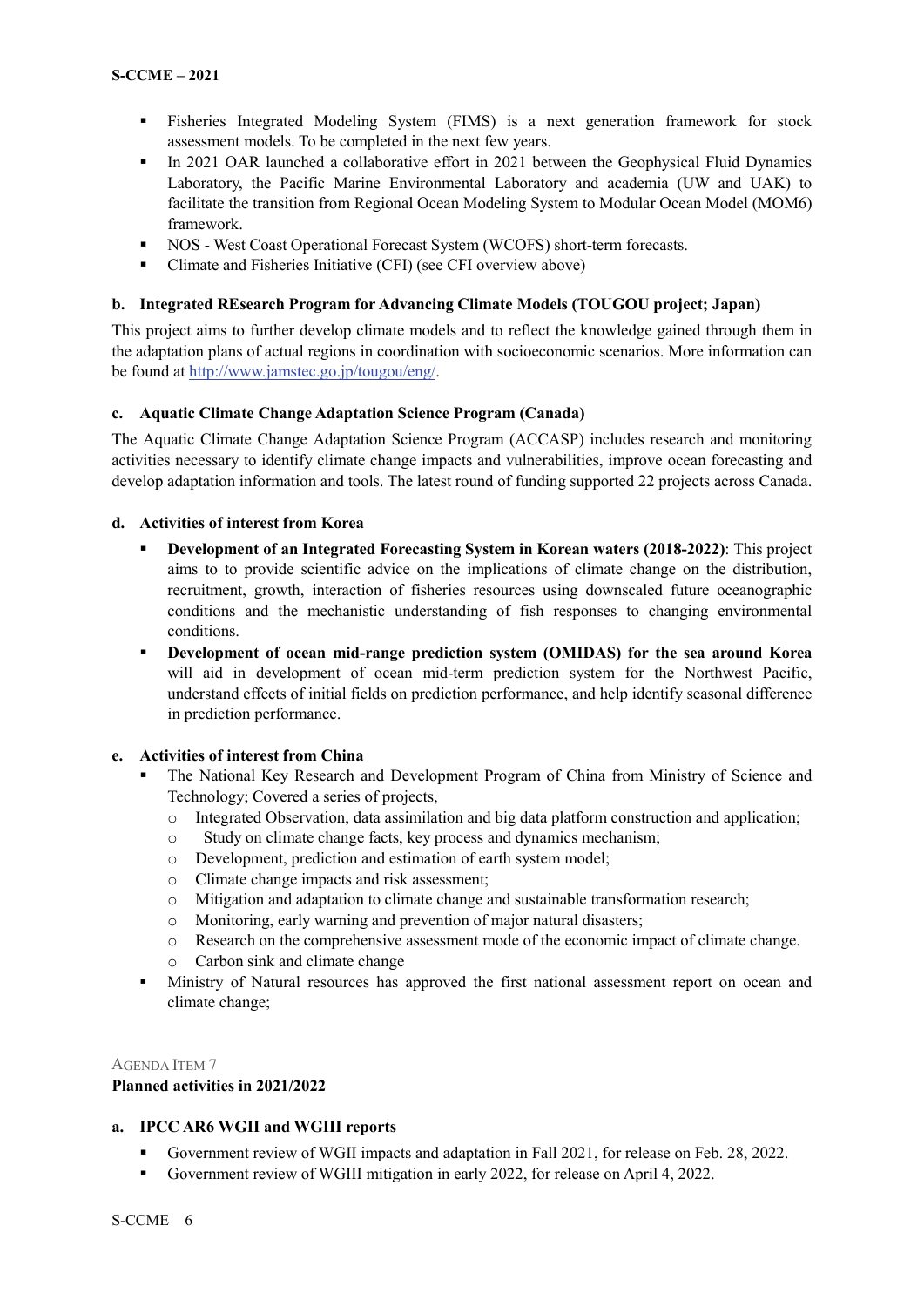- Fisheries Integrated Modeling System (FIMS) is a next generation framework for stock assessment models. To be completed in the next few years.
- In 2021 OAR launched a collaborative effort in 2021 between the Geophysical Fluid Dynamics Laboratory, the Pacific Marine Environmental Laboratory and academia (UW and UAK) to facilitate the transition from Regional Ocean Modeling System to Modular Ocean Model (MOM6) framework.
- NOS - West Coast Operational Forecast System (WCOFS) short-term forecasts.
- Climate and Fisheries Initiative (CFI) (see CFI overview above)

**b. Integrated REsearch Program for Advancing Climate Models (TOUGOU project; Japan)**

This project aims to further develop climate models and to reflect the knowledge gained through them in the adaptation plans of actual regions in coordination with socioeconomic scenarios. More information can be found at http://www.jamstec.go.jp/tougou/eng/.

**c. Aquatic Climate Change Adaptation Science Program (Canada)**

The Aquatic Climate Change Adaptation Science Program (ACCASP) includes research and monitoring activities necessary to identify climate change impacts and vulnerabilities, improve ocean forecasting and develop adaptation information and tools. The latest round of funding supported 22 projects across Canada.

**d. Activities of interest from Korea**

- **Development of an Integrated Forecasting System in Korean waters (2018-2022)**: This project aims to to provide scientific advice on the implications of climate change on the distribution, recruitment, growth, interaction of fisheries resources using downscaled future oceanographic conditions and the mechanistic understanding of fish responses to changing environmental conditions.
- **Development of ocean mid-range prediction system (OMIDAS) for the sea around Korea** will aid in development of ocean mid-term prediction system for the Northwest Pacific, understand effects of initial fields on prediction performance, and help identify seasonal difference in prediction performance.

**e. Activities of interest from China**

- The National Key Research and Development Program of China from Ministry of Science and Technology; Covered a series of projects,
  - Integrated Observation, data assimilation and big data platform construction and application;
  - Study on climate change facts, key process and dynamics mechanism;
  - Development, prediction and estimation of earth system model;
  - Climate change impacts and risk assessment;
  - Mitigation and adaptation to climate change and sustainable transformation research;
  - Monitoring, early warning and prevention of major natural disasters;
  - Research on the comprehensive assessment mode of the economic impact of climate change.
  - Carbon sink and climate change
- Ministry of Natural resources has approved the first national assessment report on ocean and climate change;

AGENDA ITEM 7

**Planned activities in 2021/2022**

**a. IPCC AR6 WGII and WGIII reports**

- Government review of WGII impacts and adaptation in Fall 2021, for release on Feb. 28, 2022.
- Government review of WGIII mitigation in early 2022, for release on April 4, 2022.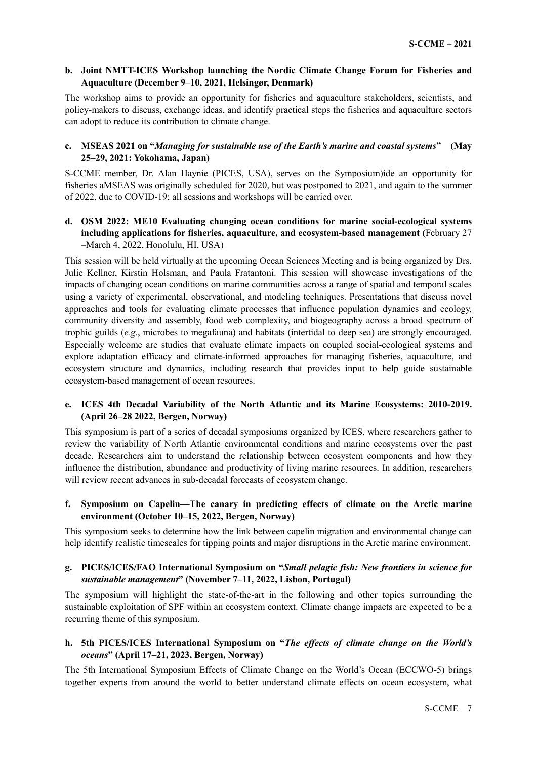**b. Joint NMTT-ICES Workshop launching the Nordic Climate Change Forum for Fisheries and Aquaculture (December 9–10, 2021, Helsingør, Denmark)**

The workshop aims to provide an opportunity for fisheries and aquaculture stakeholders, scientists, and policy-makers to discuss, exchange ideas, and identify practical steps the fisheries and aquaculture sectors can adopt to reduce its contribution to climate change.

**c. MSEAS 2021 on "*Managing for sustainable use of the Earth's marine and coastal systems*" (May 25–29, 2021: Yokohama, Japan)**

S-CCME member, Dr. Alan Haynie (PICES, USA), serves on the Symposium)ide an opportunity for fisheries aMSEAS was originally scheduled for 2020, but was postponed to 2021, and again to the summer of 2022, due to COVID-19; all sessions and workshops will be carried over.

**d. OSM 2022: ME10 Evaluating changing ocean conditions for marine social-ecological systems including applications for fisheries, aquaculture, and ecosystem-based management (**February 27 –March 4, 2022, Honolulu, HI, USA)

This session will be held virtually at the upcoming Ocean Sciences Meeting and is being organized by Drs. Julie Kellner, Kirstin Holsman, and Paula Fratantoni. This session will showcase investigations of the impacts of changing ocean conditions on marine communities across a range of spatial and temporal scales using a variety of experimental, observational, and modeling techniques. Presentations that discuss novel approaches and tools for evaluating climate processes that influence population dynamics and ecology, community diversity and assembly, food web complexity, and biogeography across a broad spectrum of trophic guilds (*e.g*., microbes to megafauna) and habitats (intertidal to deep sea) are strongly encouraged. Especially welcome are studies that evaluate climate impacts on coupled social-ecological systems and explore adaptation efficacy and climate-informed approaches for managing fisheries, aquaculture, and ecosystem structure and dynamics, including research that provides input to help guide sustainable ecosystem-based management of ocean resources.

**e. ICES 4th Decadal Variability of the North Atlantic and its Marine Ecosystems: 2010-2019. (April 26–28 2022, Bergen, Norway)**

This symposium is part of a series of decadal symposiums organized by ICES, where researchers gather to review the variability of North Atlantic environmental conditions and marine ecosystems over the past decade. Researchers aim to understand the relationship between ecosystem components and how they influence the distribution, abundance and productivity of living marine resources. In addition, researchers will review recent advances in sub-decadal forecasts of ecosystem change.

**f. Symposium on Capelin—The canary in predicting effects of climate on the Arctic marine environment (October 10–15, 2022, Bergen, Norway)**

This symposium seeks to determine how the link between capelin migration and environmental change can help identify realistic timescales for tipping points and major disruptions in the Arctic marine environment.

**g. PICES/ICES/FAO International Symposium on "*Small pelagic fish: New frontiers in science for sustainable management*" (November 7–11, 2022, Lisbon, Portugal)**

The symposium will highlight the state-of-the-art in the following and other topics surrounding the sustainable exploitation of SPF within an ecosystem context. Climate change impacts are expected to be a recurring theme of this symposium.

**h. 5th PICES/ICES International Symposium on "*The effects of climate change on the World's oceans*" (April 17–21, 2023, Bergen, Norway)**

The 5th International Symposium Effects of Climate Change on the World's Ocean (ECCWO-5) brings together experts from around the world to better understand climate effects on ocean ecosystem, what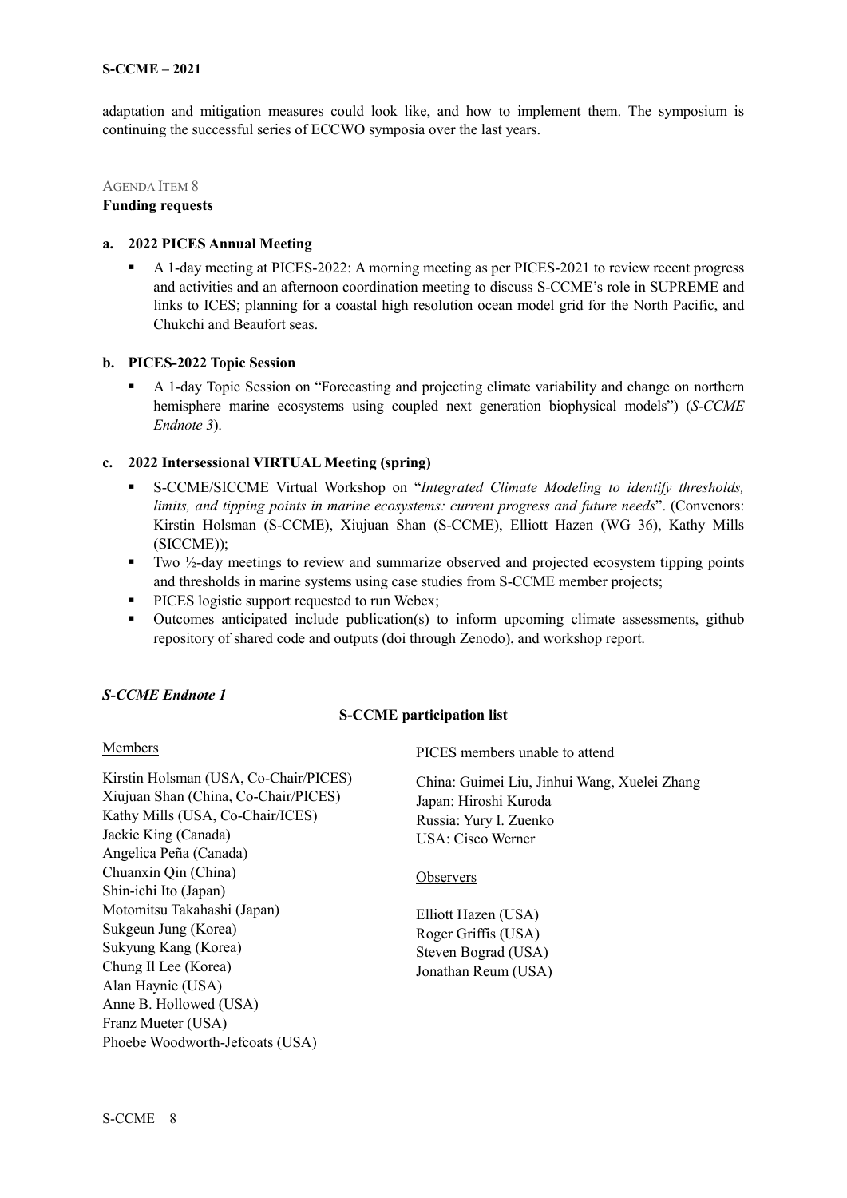adaptation and mitigation measures could look like, and how to implement them. The symposium is continuing the successful series of ECCWO symposia over the last years.

AGENDA ITEM 8
**Funding requests**

**a. 2022 PICES Annual Meeting**

- A 1-day meeting at PICES-2022: A morning meeting as per PICES-2021 to review recent progress and activities and an afternoon coordination meeting to discuss S-CCME's role in SUPREME and links to ICES; planning for a coastal high resolution ocean model grid for the North Pacific, and Chukchi and Beaufort seas.

**b. PICES-2022 Topic Session**

- A 1-day Topic Session on "Forecasting and projecting climate variability and change on northern hemisphere marine ecosystems using coupled next generation biophysical models") (*S-CCME Endnote 3*).

**c. 2022 Intersessional VIRTUAL Meeting (spring)**

- S-CCME/SICCME Virtual Workshop on "*Integrated Climate Modeling to identify thresholds, limits, and tipping points in marine ecosystems: current progress and future needs*". (Convenors: Kirstin Holsman (S-CCME), Xiujuan Shan (S-CCME), Elliott Hazen (WG 36), Kathy Mills (SICCME));
- Two ½-day meetings to review and summarize observed and projected ecosystem tipping points and thresholds in marine systems using case studies from S-CCME member projects;
- PICES logistic support requested to run Webex;
- Outcomes anticipated include publication(s) to inform upcoming climate assessments, github repository of shared code and outputs (doi through Zenodo), and workshop report.

***S-CCME Endnote 1***

**S-CCME participation list**

Members

Kirstin Holsman (USA, Co-Chair/PICES)
Xiujuan Shan (China, Co-Chair/PICES)
Kathy Mills (USA, Co-Chair/ICES)
Jackie King (Canada)
Angelica Peña (Canada)
Chuanxin Qin (China)
Shin-ichi Ito (Japan)
Motomitsu Takahashi (Japan)
Sukgeun Jung (Korea)
Sukyung Kang (Korea)
Chung Il Lee (Korea)
Alan Haynie (USA)
Anne B. Hollowed (USA)
Franz Mueter (USA)
Phoebe Woodworth-Jefcoats (USA)

PICES members unable to attend

China: Guimei Liu, Jinhui Wang, Xuelei Zhang
Japan: Hiroshi Kuroda
Russia: Yury I. Zuenko
USA: Cisco Werner

Observers

Elliott Hazen (USA)
Roger Griffis (USA)
Steven Bograd (USA)
Jonathan Reum (USA)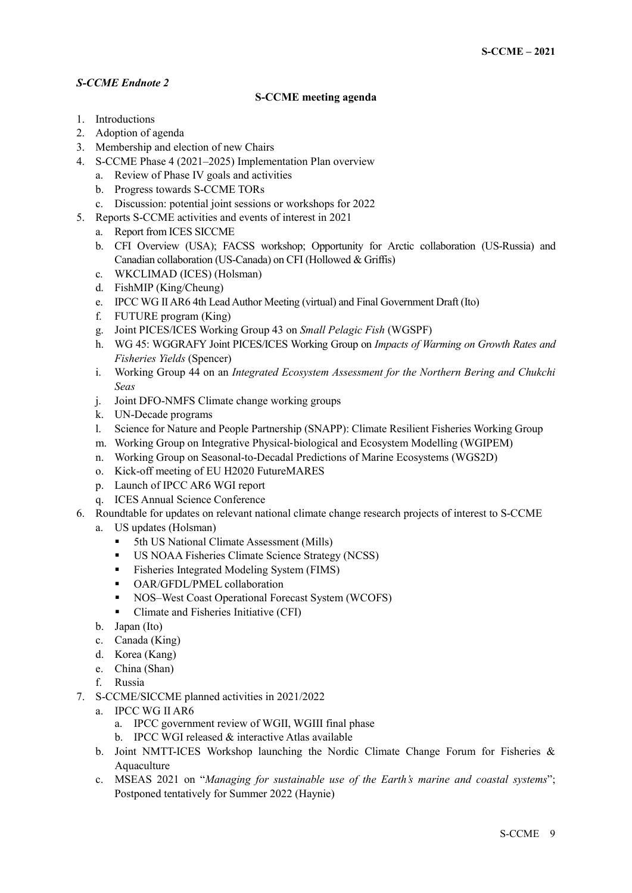*S-CCME Endnote 2*

**S-CCME meeting agenda**

1. Introductions
2. Adoption of agenda
3. Membership and election of new Chairs
4. S-CCME Phase 4 (2021–2025) Implementation Plan overview
   a. Review of Phase IV goals and activities
   b. Progress towards S-CCME TORs
   c. Discussion: potential joint sessions or workshops for 2022
5. Reports S-CCME activities and events of interest in 2021
   a. Report from ICES SICCME
   b. CFI Overview (USA); FACSS workshop; Opportunity for Arctic collaboration (US-Russia) and Canadian collaboration (US-Canada) on CFI (Hollowed & Griffis)
   c. WKCLIMAD (ICES) (Holsman)
   d. FishMIP (King/Cheung)
   e. IPCC WG II AR6 4th Lead Author Meeting (virtual) and Final Government Draft (Ito)
   f. FUTURE program (King)
   g. Joint PICES/ICES Working Group 43 on *Small Pelagic Fish* (WGSPF)
   h. WG 45: WGGRAFY Joint PICES/ICES Working Group on *Impacts of Warming on Growth Rates and Fisheries Yields* (Spencer)
   i. Working Group 44 on an *Integrated Ecosystem Assessment for the Northern Bering and Chukchi Seas*
   j. Joint DFO-NMFS Climate change working groups
   k. UN-Decade programs
   l. Science for Nature and People Partnership (SNAPP): Climate Resilient Fisheries Working Group
   m. Working Group on Integrative Physical-biological and Ecosystem Modelling (WGIPEM)
   n. Working Group on Seasonal-to-Decadal Predictions of Marine Ecosystems (WGS2D)
   o. Kick-off meeting of EU H2020 FutureMARES
   p. Launch of IPCC AR6 WGI report
   q. ICES Annual Science Conference
6. Roundtable for updates on relevant national climate change research projects of interest to S-CCME
   a. US updates (Holsman)
      - 5th US National Climate Assessment (Mills)
      - US NOAA Fisheries Climate Science Strategy (NCSS)
      - Fisheries Integrated Modeling System (FIMS)
      - OAR/GFDL/PMEL collaboration
      - NOS–West Coast Operational Forecast System (WCOFS)
      - Climate and Fisheries Initiative (CFI)
   b. Japan (Ito)
   c. Canada (King)
   d. Korea (Kang)
   e. China (Shan)
   f. Russia
7. S-CCME/SICCME planned activities in 2021/2022
   a. IPCC WG II AR6
      a. IPCC government review of WGII, WGIII final phase
      b. IPCC WGI released & interactive Atlas available
   b. Joint NMTT-ICES Workshop launching the Nordic Climate Change Forum for Fisheries & Aquaculture
   c. MSEAS 2021 on "*Managing for sustainable use of the Earth's marine and coastal systems*"; Postponed tentatively for Summer 2022 (Haynie)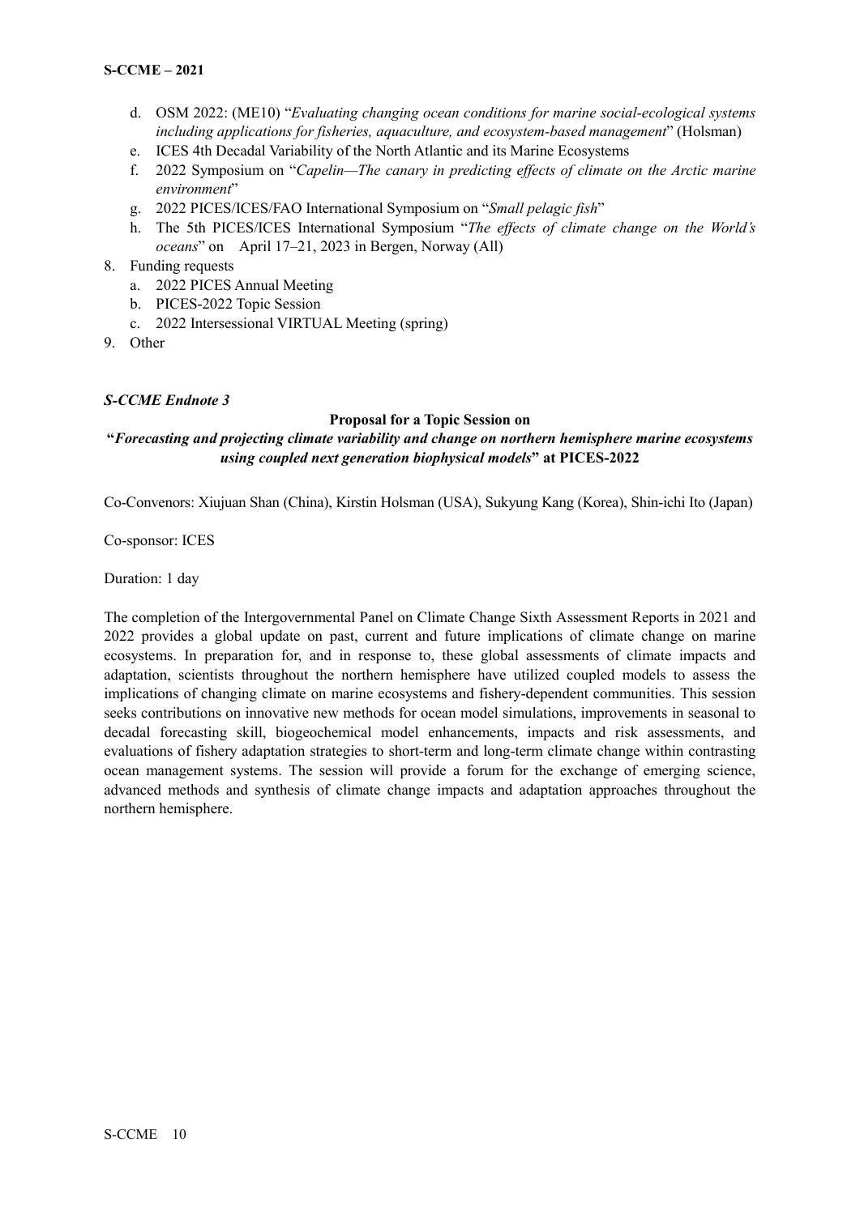d. OSM 2022: (ME10) "*Evaluating changing ocean conditions for marine social-ecological systems including applications for fisheries, aquaculture, and ecosystem-based management*" (Holsman)
   e. ICES 4th Decadal Variability of the North Atlantic and its Marine Ecosystems
   f. 2022 Symposium on "*Capelin—The canary in predicting effects of climate on the Arctic marine environment*"
   g. 2022 PICES/ICES/FAO International Symposium on "*Small pelagic fish*"
   h. The 5th PICES/ICES International Symposium "*The effects of climate change on the World's oceans*" on April 17–21, 2023 in Bergen, Norway (All)
8. Funding requests
   a. 2022 PICES Annual Meeting
   b. PICES-2022 Topic Session
   c. 2022 Intersessional VIRTUAL Meeting (spring)
9. Other

***S-CCME Endnote 3***

**Proposal for a Topic Session on**
**"*Forecasting and projecting climate variability and change on northern hemisphere marine ecosystems using coupled next generation biophysical models*" at PICES-2022**

Co-Convenors: Xiujuan Shan (China), Kirstin Holsman (USA), Sukyung Kang (Korea), Shin-ichi Ito (Japan)

Co-sponsor: ICES

Duration: 1 day

The completion of the Intergovernmental Panel on Climate Change Sixth Assessment Reports in 2021 and 2022 provides a global update on past, current and future implications of climate change on marine ecosystems. In preparation for, and in response to, these global assessments of climate impacts and adaptation, scientists throughout the northern hemisphere have utilized coupled models to assess the implications of changing climate on marine ecosystems and fishery-dependent communities. This session seeks contributions on innovative new methods for ocean model simulations, improvements in seasonal to decadal forecasting skill, biogeochemical model enhancements, impacts and risk assessments, and evaluations of fishery adaptation strategies to short-term and long-term climate change within contrasting ocean management systems. The session will provide a forum for the exchange of emerging science, advanced methods and synthesis of climate change impacts and adaptation approaches throughout the northern hemisphere.